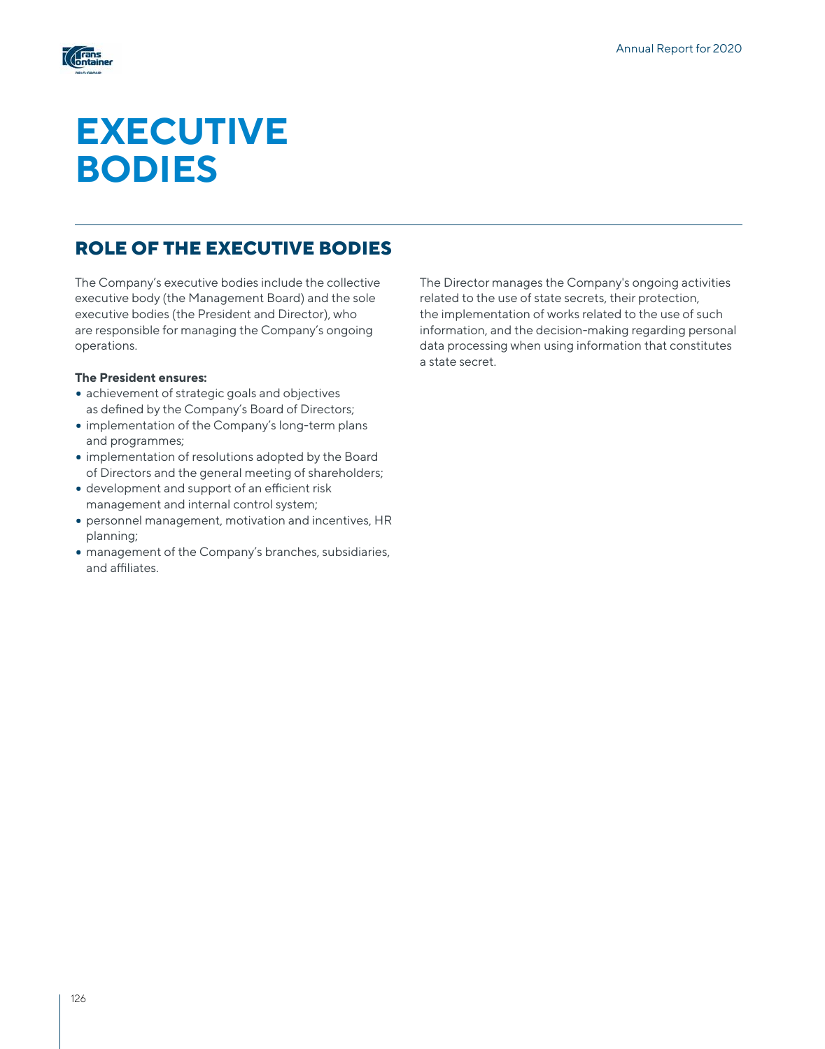# EXECUTIVE BODIES

## ROLE OF THE EXECUTIVE BODIES

The Company's executive bodies include the collective executive body (the Management Board) and the sole executive bodies (the President and Director), who are responsible for managing the Company's ongoing operations.

**The President ensures:**

- achievement of strategic goals and objectives as defined by the Company's Board of Directors;
- implementation of the Company's long-term plans and programmes;
- implementation of resolutions adopted by the Board of Directors and the general meeting of shareholders;
- development and support of an efficient risk management and internal control system;
- personnel management, motivation and incentives, HR planning;
- management of the Company's branches, subsidiaries, and affiliates.

The Director manages the Company's ongoing activities related to the use of state secrets, their protection, the implementation of works related to the use of such information, and the decision-making regarding personal data processing when using information that constitutes a state secret.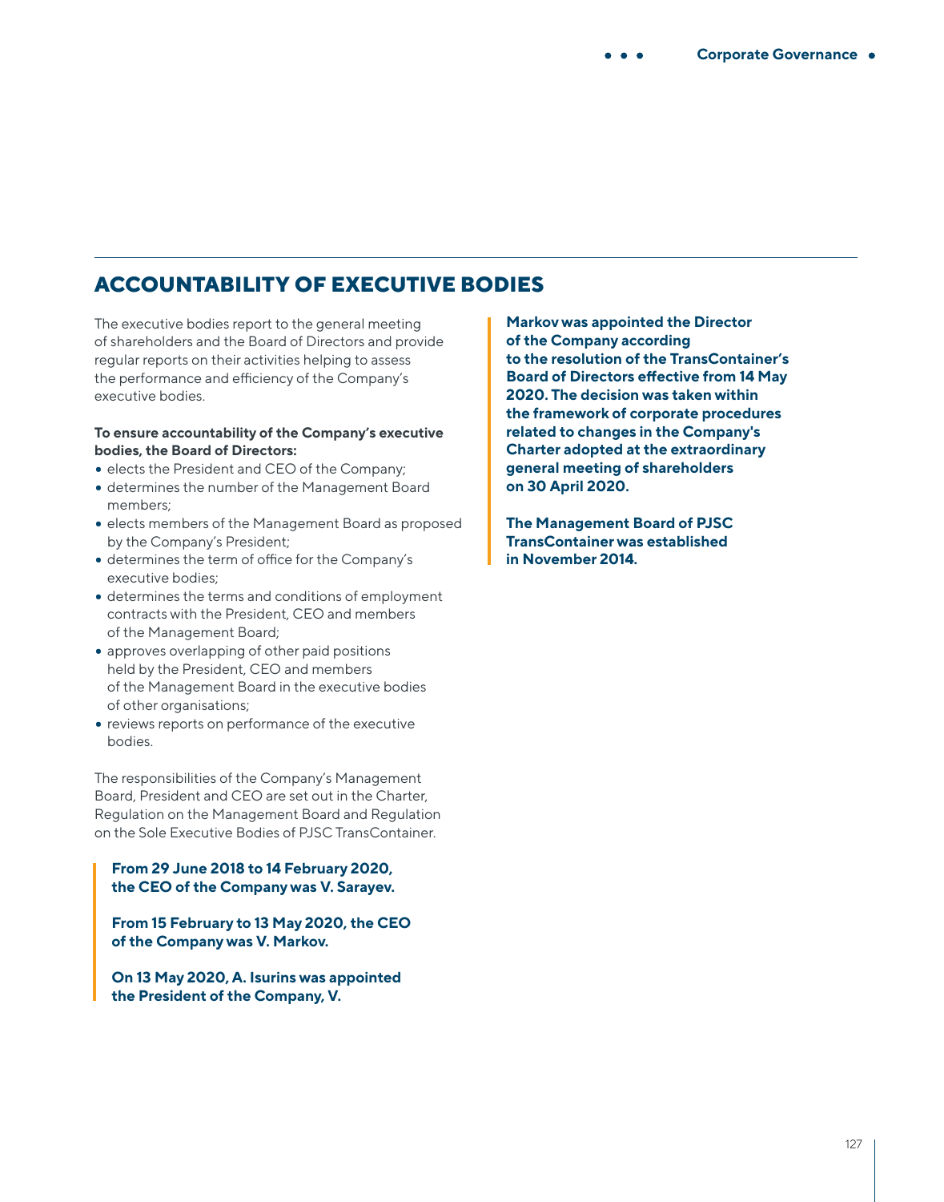## ACCOUNTABILITY OF EXECUTIVE BODIES

The executive bodies report to the general meeting of shareholders and the Board of Directors and provide regular reports on their activities helping to assess the performance and efficiency of the Company's executive bodies.

**To ensure accountability of the Company's executive bodies, the Board of Directors:**

- elects the President and CEO of the Company;
- determines the number of the Management Board members;
- elects members of the Management Board as proposed by the Company's President;
- determines the term of office for the Company's executive bodies;
- determines the terms and conditions of employment contracts with the President, CEO and members of the Management Board;
- approves overlapping of other paid positions held by the President, CEO and members of the Management Board in the executive bodies of other organisations;
- reviews reports on performance of the executive bodies.

The responsibilities of the Company's Management Board, President and CEO are set out in the Charter, Regulation on the Management Board and Regulation on the Sole Executive Bodies of PJSC TransContainer.

**From 29 June 2018 to 14 February 2020, the CEO of the Company was V. Sarayev.**

**From 15 February to 13 May 2020, the CEO of the Company was V. Markov.**

**On 13 May 2020, A. Isurins was appointed the President of the Company, V. Markov was appointed the Director of the Company according to the resolution of the TransContainer's Board of Directors effective from 14 May 2020. The decision was taken within the framework of corporate procedures related to changes in the Company's Charter adopted at the extraordinary general meeting of shareholders on 30 April 2020.**

**The Management Board of PJSC TransContainer was established in November 2014.**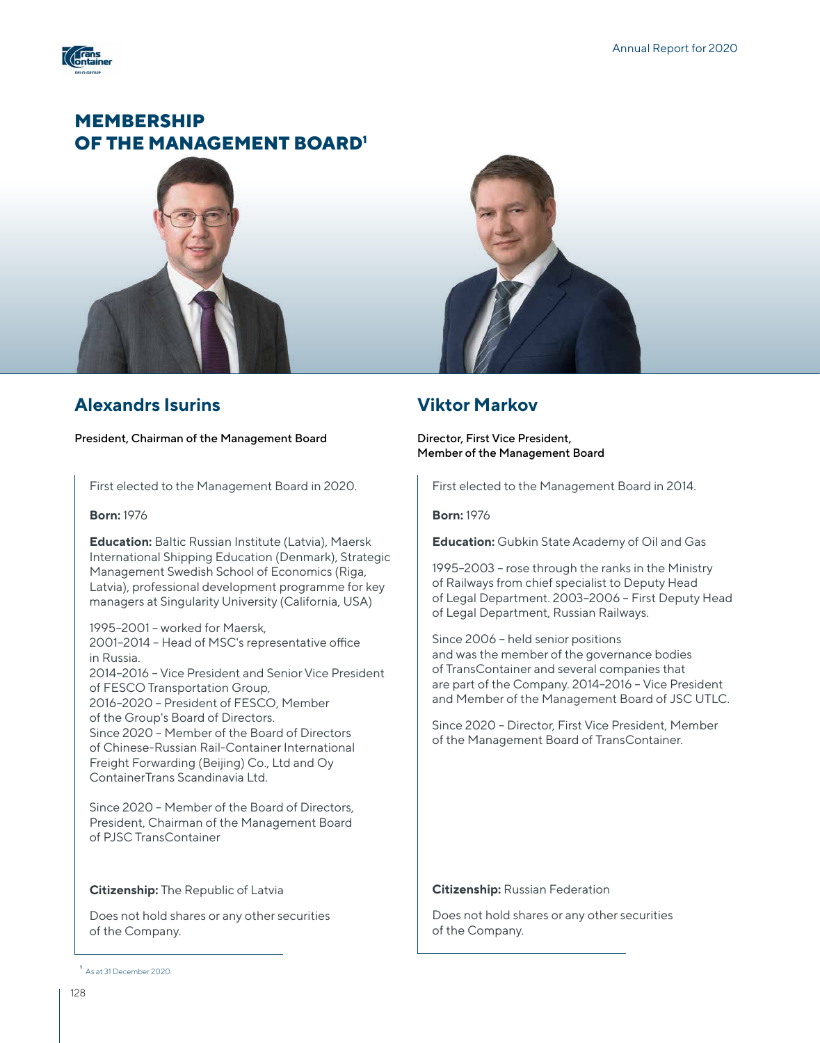# MEMBERSHIP OF THE MANAGEMENT BOARD[1]

## Alexandrs Isurins

President, Chairman of the Management Board

First elected to the Management Board in 2020.

**Born:** 1976

**Education:** Baltic Russian Institute (Latvia), Maersk International Shipping Education (Denmark), Strategic Management Swedish School of Economics (Riga, Latvia), professional development programme for key managers at Singularity University (California, USA)

1995–2001 – worked for Maersk,
2001–2014 – Head of MSC's representative office in Russia.
2014–2016 – Vice President and Senior Vice President of FESCO Transportation Group,
2016–2020 – President of FESCO, Member of the Group's Board of Directors.
Since 2020 – Member of the Board of Directors of Chinese-Russian Rail-Container International Freight Forwarding (Beijing) Co., Ltd and Oy ContainerTrans Scandinavia Ltd.

Since 2020 – Member of the Board of Directors, President, Chairman of the Management Board of PJSC TransContainer

**Citizenship:** The Republic of Latvia

Does not hold shares or any other securities of the Company.

## Viktor Markov

Director, First Vice President,
Member of the Management Board

First elected to the Management Board in 2014.

**Born:** 1976

**Education:** Gubkin State Academy of Oil and Gas

1995–2003 – rose through the ranks in the Ministry of Railways from chief specialist to Deputy Head of Legal Department. 2003–2006 – First Deputy Head of Legal Department, Russian Railways.

Since 2006 – held senior positions and was the member of the governance bodies of TransContainer and several companies that are part of the Company. 2014–2016 – Vice President and Member of the Management Board of JSC UTLC.

Since 2020 – Director, First Vice President, Member of the Management Board of TransContainer.

**Citizenship:** Russian Federation

Does not hold shares or any other securities of the Company.

[1] As at 31 December 2020.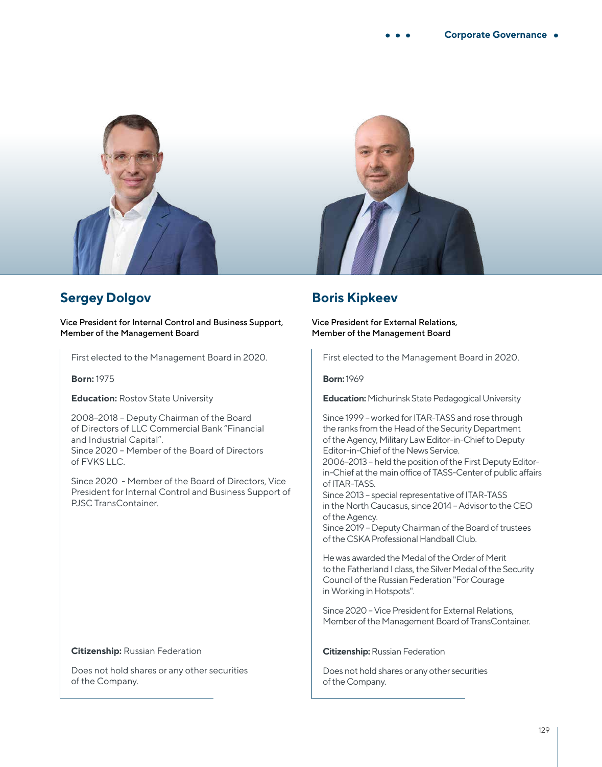## Sergey Dolgov

Vice President for Internal Control and Business Support, Member of the Management Board

First elected to the Management Board in 2020.

**Born:** 1975

**Education:** Rostov State University

2008–2018 – Deputy Chairman of the Board of Directors of LLC Commercial Bank "Financial and Industrial Capital".
Since 2020 – Member of the Board of Directors of FVKS LLC.

Since 2020 - Member of the Board of Directors, Vice President for Internal Control and Business Support of PJSC TransContainer.

**Citizenship:** Russian Federation

Does not hold shares or any other securities of the Company.

## Boris Kipkeev

Vice President for External Relations, Member of the Management Board

First elected to the Management Board in 2020.

**Born:** 1969

**Education:** Michurinsk State Pedagogical University

Since 1999 – worked for ITAR-TASS and rose through the ranks from the Head of the Security Department of the Agency, Military Law Editor-in-Chief to Deputy Editor-in-Chief of the News Service.
2006–2013 – held the position of the First Deputy Editor-in-Chief at the main office of TASS-Center of public affairs of ITAR-TASS.
Since 2013 – special representative of ITAR-TASS in the North Caucasus, since 2014 – Advisor to the CEO of the Agency.
Since 2019 – Deputy Chairman of the Board of trustees of the CSKA Professional Handball Club.

He was awarded the Medal of the Order of Merit to the Fatherland I class, the Silver Medal of the Security Council of the Russian Federation "For Courage in Working in Hotspots".

Since 2020 – Vice President for External Relations, Member of the Management Board of TransContainer.

**Citizenship:** Russian Federation

Does not hold shares or any other securities of the Company.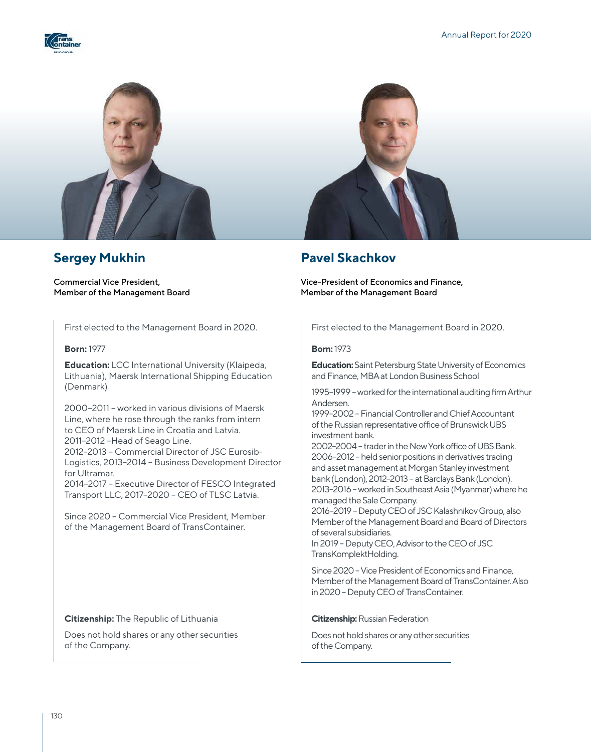## Sergey Mukhin

Commercial Vice President,
Member of the Management Board

First elected to the Management Board in 2020.

**Born:** 1977

**Education:** LCC International University (Klaipeda, Lithuania), Maersk International Shipping Education (Denmark)

2000–2011 – worked in various divisions of Maersk Line, where he rose through the ranks from intern to CEO of Maersk Line in Croatia and Latvia.
2011–2012 –Head of Seago Line.
2012–2013 – Commercial Director of JSC Eurosib-Logistics, 2013–2014 – Business Development Director for Ultramar.
2014–2017 – Executive Director of FESCO Integrated Transport LLC, 2017–2020 – CEO of TLSC Latvia.

Since 2020 – Commercial Vice President, Member of the Management Board of TransContainer.

**Citizenship:** The Republic of Lithuania

Does not hold shares or any other securities of the Company.

## Pavel Skachkov

Vice-President of Economics and Finance,
Member of the Management Board

First elected to the Management Board in 2020.

**Born:** 1973

**Education:** Saint Petersburg State University of Economics and Finance, MBA at London Business School

1995–1999 – worked for the international auditing firm Arthur Andersen.
1999–2002 – Financial Controller and Chief Accountant of the Russian representative office of Brunswick UBS investment bank.
2002–2004 – trader in the New York office of UBS Bank.
2006–2012 – held senior positions in derivatives trading and asset management at Morgan Stanley investment bank (London), 2012–2013 – at Barclays Bank (London).
2013–2016 – worked in Southeast Asia (Myanmar) where he managed the Sale Company.
2016–2019 – Deputy CEO of JSC Kalashnikov Group, also Member of the Management Board and Board of Directors of several subsidiaries.
In 2019 – Deputy CEO, Advisor to the CEO of JSC TransKomplektHolding.

Since 2020 – Vice President of Economics and Finance, Member of the Management Board of TransContainer. Also in 2020 – Deputy CEO of TransContainer.

**Citizenship:** Russian Federation

Does not hold shares or any other securities of the Company.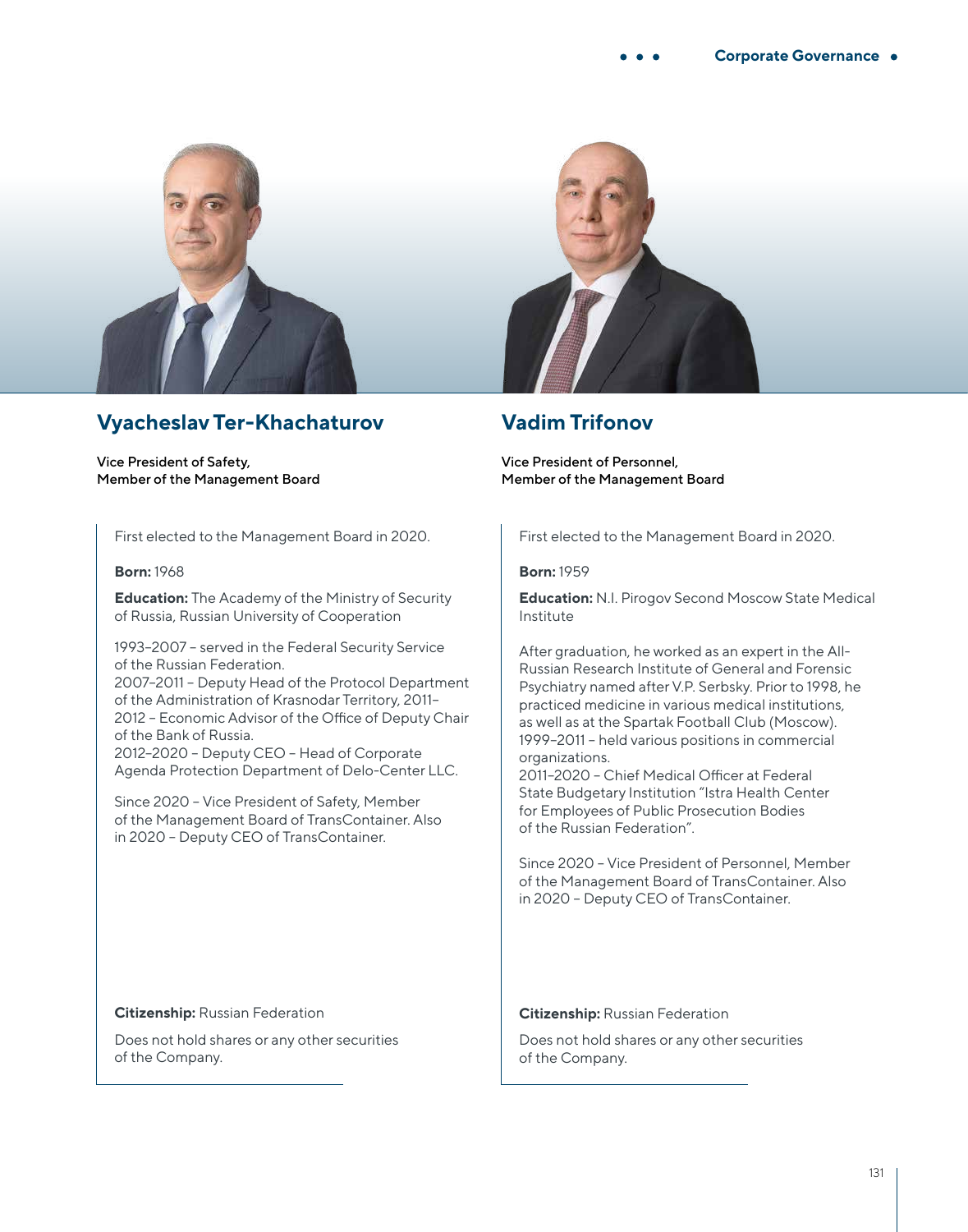## Vyacheslav Ter-Khachaturov

Vice President of Safety,
Member of the Management Board

First elected to the Management Board in 2020.

**Born:** 1968

**Education:** The Academy of the Ministry of Security of Russia, Russian University of Cooperation

1993–2007 – served in the Federal Security Service of the Russian Federation.
2007–2011 – Deputy Head of the Protocol Department of the Administration of Krasnodar Territory, 2011–2012 – Economic Advisor of the Office of Deputy Chair of the Bank of Russia.
2012–2020 – Deputy CEO – Head of Corporate Agenda Protection Department of Delo-Center LLC.

Since 2020 – Vice President of Safety, Member of the Management Board of TransContainer. Also in 2020 – Deputy CEO of TransContainer.

**Citizenship:** Russian Federation

Does not hold shares or any other securities of the Company.

## Vadim Trifonov

Vice President of Personnel,
Member of the Management Board

First elected to the Management Board in 2020.

**Born:** 1959

**Education:** N.I. Pirogov Second Moscow State Medical Institute

After graduation, he worked as an expert in the All-Russian Research Institute of General and Forensic Psychiatry named after V.P. Serbsky. Prior to 1998, he practiced medicine in various medical institutions, as well as at the Spartak Football Club (Moscow).
1999–2011 – held various positions in commercial organizations.
2011–2020 – Chief Medical Officer at Federal State Budgetary Institution "Istra Health Center for Employees of Public Prosecution Bodies of the Russian Federation".

Since 2020 – Vice President of Personnel, Member of the Management Board of TransContainer. Also in 2020 – Deputy CEO of TransContainer.

**Citizenship:** Russian Federation

Does not hold shares or any other securities of the Company.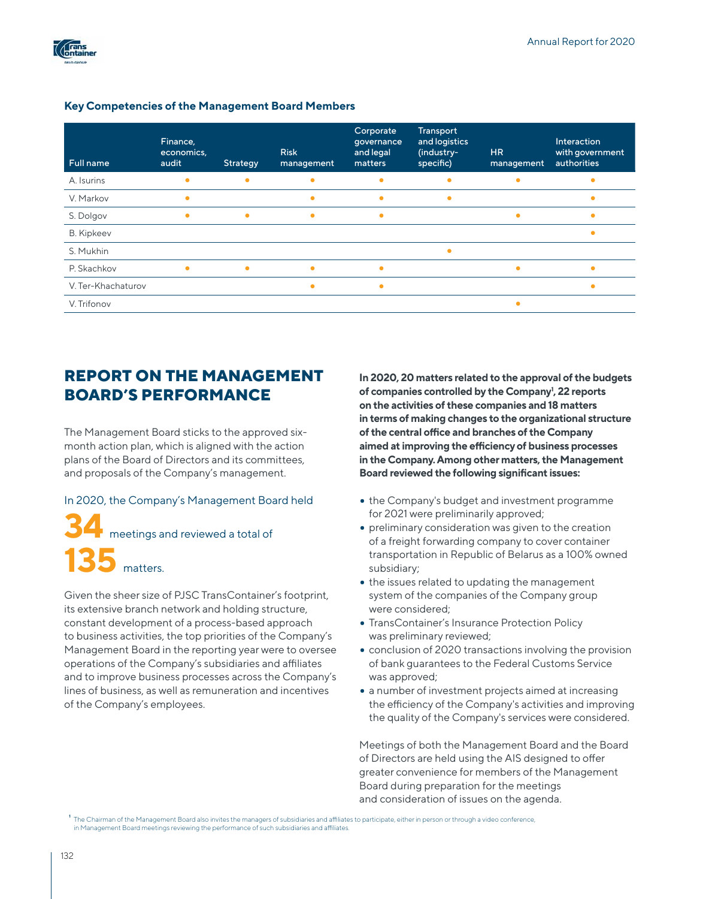**Key Competencies of the Management Board Members**

| Full name | Finance, economics, audit | Strategy | Risk management | Corporate governance and legal matters | Transport and logistics (industry-specific) | HR management | Interaction with government authorities |
|---|---|---|---|---|---|---|---|
| A. Isurins | • | • | • | • | • | • | • |
| V. Markov | • | | • | • | • | | • |
| S. Dolgov | • | • | • | • | | • | • |
| B. Kipkeev | | | | | | | • |
| S. Mukhin | | | | | • | | |
| P. Skachkov | • | • | • | • | | • | • |
| V. Ter-Khachaturov | | | • | • | | | • |
| V. Trifonov | | | | | | • | |

# REPORT ON THE MANAGEMENT BOARD'S PERFORMANCE

The Management Board sticks to the approved six-month action plan, which is aligned with the action plans of the Board of Directors and its committees, and proposals of the Company's management.

In 2020, the Company's Management Board held

**34** meetings and reviewed a total of

**135** matters.

Given the sheer size of PJSC TransContainer's footprint, its extensive branch network and holding structure, constant development of a process-based approach to business activities, the top priorities of the Company's Management Board in the reporting year were to oversee operations of the Company's subsidiaries and affiliates and to improve business processes across the Company's lines of business, as well as remuneration and incentives of the Company's employees.

**In 2020, 20 matters related to the approval of the budgets of companies controlled by the Company[1], 22 reports on the activities of these companies and 18 matters in terms of making changes to the organizational structure of the central office and branches of the Company aimed at improving the efficiency of business processes in the Company. Among other matters, the Management Board reviewed the following significant issues:**

- the Company's budget and investment programme for 2021 were preliminarily approved;
- preliminary consideration was given to the creation of a freight forwarding company to cover container transportation in Republic of Belarus as a 100% owned subsidiary;
- the issues related to updating the management system of the companies of the Company group were considered;
- TransContainer's Insurance Protection Policy was preliminary reviewed;
- conclusion of 2020 transactions involving the provision of bank guarantees to the Federal Customs Service was approved;
- a number of investment projects aimed at increasing the efficiency of the Company's activities and improving the quality of the Company's services were considered.

Meetings of both the Management Board and the Board of Directors are held using the AIS designed to offer greater convenience for members of the Management Board during preparation for the meetings and consideration of issues on the agenda.

[1] The Chairman of the Management Board also invites the managers of subsidiaries and affiliates to participate, either in person or through a video conference, in Management Board meetings reviewing the performance of such subsidiaries and affiliates.